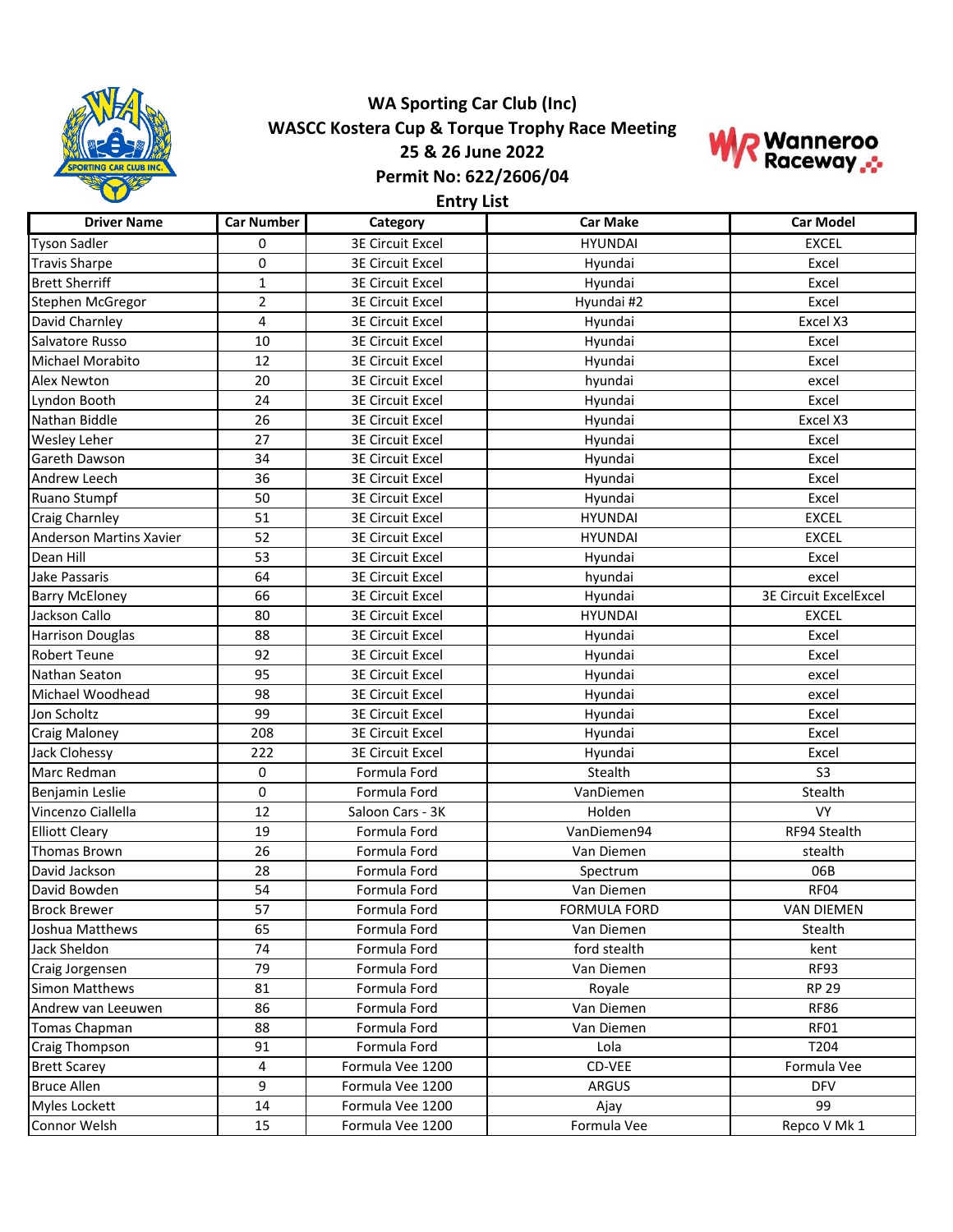# WA Sporting Car Club (Inc)

## WASCC Kostera Cup & Torque Trophy Race Meeting

### 25 & 26 June 2022

### Permit No: 622/2606/04

### Entry List

| Driver Name | Car Number | Category | Car Make | Car Model |
|---|---|---|---|---|
| Tyson Sadler | 0 | 3E Circuit Excel | HYUNDAI | EXCEL |
| Travis Sharpe | 0 | 3E Circuit Excel | Hyundai | Excel |
| Brett Sherriff | 1 | 3E Circuit Excel | Hyundai | Excel |
| Stephen McGregor | 2 | 3E Circuit Excel | Hyundai #2 | Excel |
| David Charnley | 4 | 3E Circuit Excel | Hyundai | Excel X3 |
| Salvatore Russo | 10 | 3E Circuit Excel | Hyundai | Excel |
| Michael Morabito | 12 | 3E Circuit Excel | Hyundai | Excel |
| Alex Newton | 20 | 3E Circuit Excel | hyundai | excel |
| Lyndon Booth | 24 | 3E Circuit Excel | Hyundai | Excel |
| Nathan Biddle | 26 | 3E Circuit Excel | Hyundai | Excel X3 |
| Wesley Leher | 27 | 3E Circuit Excel | Hyundai | Excel |
| Gareth Dawson | 34 | 3E Circuit Excel | Hyundai | Excel |
| Andrew Leech | 36 | 3E Circuit Excel | Hyundai | Excel |
| Ruano Stumpf | 50 | 3E Circuit Excel | Hyundai | Excel |
| Craig Charnley | 51 | 3E Circuit Excel | HYUNDAI | EXCEL |
| Anderson Martins Xavier | 52 | 3E Circuit Excel | HYUNDAI | EXCEL |
| Dean Hill | 53 | 3E Circuit Excel | Hyundai | Excel |
| Jake Passaris | 64 | 3E Circuit Excel | hyundai | excel |
| Barry McEloney | 66 | 3E Circuit Excel | Hyundai | 3E Circuit ExcelExcel |
| Jackson Callo | 80 | 3E Circuit Excel | HYUNDAI | EXCEL |
| Harrison Douglas | 88 | 3E Circuit Excel | Hyundai | Excel |
| Robert Teune | 92 | 3E Circuit Excel | Hyundai | Excel |
| Nathan Seaton | 95 | 3E Circuit Excel | Hyundai | excel |
| Michael Woodhead | 98 | 3E Circuit Excel | Hyundai | excel |
| Jon Scholtz | 99 | 3E Circuit Excel | Hyundai | Excel |
| Craig Maloney | 208 | 3E Circuit Excel | Hyundai | Excel |
| Jack Clohessy | 222 | 3E Circuit Excel | Hyundai | Excel |
| Marc Redman | 0 | Formula Ford | Stealth | S3 |
| Benjamin Leslie | 0 | Formula Ford | VanDiemen | Stealth |
| Vincenzo Ciallella | 12 | Saloon Cars - 3K | Holden | VY |
| Elliott Cleary | 19 | Formula Ford | VanDiemen94 | RF94 Stealth |
| Thomas Brown | 26 | Formula Ford | Van Diemen | stealth |
| David Jackson | 28 | Formula Ford | Spectrum | 06B |
| David Bowden | 54 | Formula Ford | Van Diemen | RF04 |
| Brock Brewer | 57 | Formula Ford | FORMULA FORD | VAN DIEMEN |
| Joshua Matthews | 65 | Formula Ford | Van Diemen | Stealth |
| Jack Sheldon | 74 | Formula Ford | ford stealth | kent |
| Craig Jorgensen | 79 | Formula Ford | Van Diemen | RF93 |
| Simon Matthews | 81 | Formula Ford | Royale | RP 29 |
| Andrew van Leeuwen | 86 | Formula Ford | Van Diemen | RF86 |
| Tomas Chapman | 88 | Formula Ford | Van Diemen | RF01 |
| Craig Thompson | 91 | Formula Ford | Lola | T204 |
| Brett Scarey | 4 | Formula Vee 1200 | CD-VEE | Formula Vee |
| Bruce Allen | 9 | Formula Vee 1200 | ARGUS | DFV |
| Myles Lockett | 14 | Formula Vee 1200 | Ajay | 99 |
| Connor Welsh | 15 | Formula Vee 1200 | Formula Vee | Repco V Mk 1 |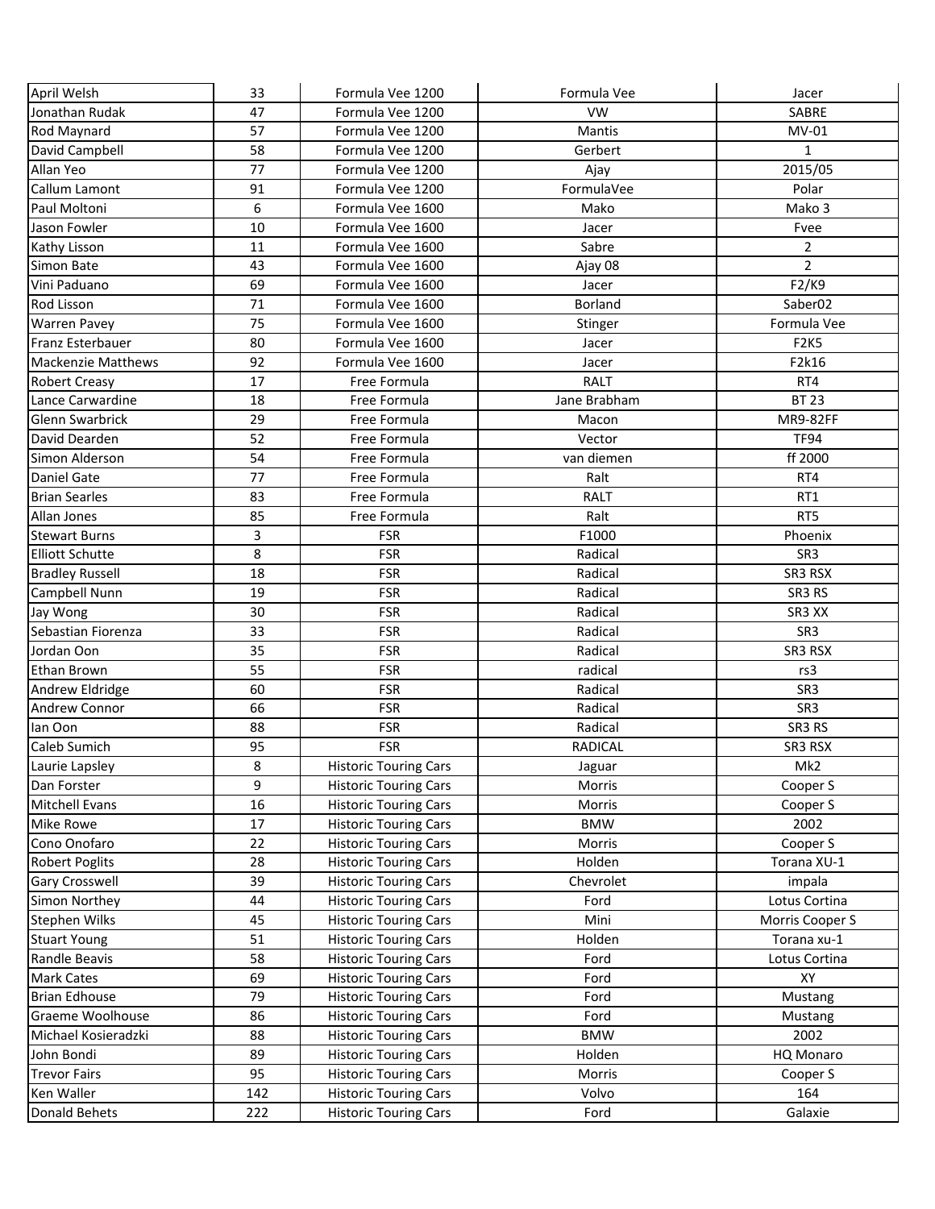| | | | | |
|---|---|---|---|---|
| April Welsh | 33 | Formula Vee 1200 | Formula Vee | Jacer |
| Jonathan Rudak | 47 | Formula Vee 1200 | VW | SABRE |
| Rod Maynard | 57 | Formula Vee 1200 | Mantis | MV-01 |
| David Campbell | 58 | Formula Vee 1200 | Gerbert | 1 |
| Allan Yeo | 77 | Formula Vee 1200 | Ajay | 2015/05 |
| Callum Lamont | 91 | Formula Vee 1200 | FormulaVee | Polar |
| Paul Moltoni | 6 | Formula Vee 1600 | Mako | Mako 3 |
| Jason Fowler | 10 | Formula Vee 1600 | Jacer | Fvee |
| Kathy Lisson | 11 | Formula Vee 1600 | Sabre | 2 |
| Simon Bate | 43 | Formula Vee 1600 | Ajay 08 | 2 |
| Vini Paduano | 69 | Formula Vee 1600 | Jacer | F2/K9 |
| Rod Lisson | 71 | Formula Vee 1600 | Borland | Saber02 |
| Warren Pavey | 75 | Formula Vee 1600 | Stinger | Formula Vee |
| Franz Esterbauer | 80 | Formula Vee 1600 | Jacer | F2K5 |
| Mackenzie Matthews | 92 | Formula Vee 1600 | Jacer | F2k16 |
| Robert Creasy | 17 | Free Formula | RALT | RT4 |
| Lance Carwardine | 18 | Free Formula | Jane Brabham | BT 23 |
| Glenn Swarbrick | 29 | Free Formula | Macon | MR9-82FF |
| David Dearden | 52 | Free Formula | Vector | TF94 |
| Simon Alderson | 54 | Free Formula | van diemen | ff 2000 |
| Daniel Gate | 77 | Free Formula | Ralt | RT4 |
| Brian Searles | 83 | Free Formula | RALT | RT1 |
| Allan Jones | 85 | Free Formula | Ralt | RT5 |
| Stewart Burns | 3 | FSR | F1000 | Phoenix |
| Elliott Schutte | 8 | FSR | Radical | SR3 |
| Bradley Russell | 18 | FSR | Radical | SR3 RSX |
| Campbell Nunn | 19 | FSR | Radical | SR3 RS |
| Jay Wong | 30 | FSR | Radical | SR3 XX |
| Sebastian Fiorenza | 33 | FSR | Radical | SR3 |
| Jordan Oon | 35 | FSR | Radical | SR3 RSX |
| Ethan Brown | 55 | FSR | radical | rs3 |
| Andrew Eldridge | 60 | FSR | Radical | SR3 |
| Andrew Connor | 66 | FSR | Radical | SR3 |
| Ian Oon | 88 | FSR | Radical | SR3 RS |
| Caleb Sumich | 95 | FSR | RADICAL | SR3 RSX |
| Laurie Lapsley | 8 | Historic Touring Cars | Jaguar | Mk2 |
| Dan Forster | 9 | Historic Touring Cars | Morris | Cooper S |
| Mitchell Evans | 16 | Historic Touring Cars | Morris | Cooper S |
| Mike Rowe | 17 | Historic Touring Cars | BMW | 2002 |
| Cono Onofaro | 22 | Historic Touring Cars | Morris | Cooper S |
| Robert Poglits | 28 | Historic Touring Cars | Holden | Torana XU-1 |
| Gary Crosswell | 39 | Historic Touring Cars | Chevrolet | impala |
| Simon Northey | 44 | Historic Touring Cars | Ford | Lotus Cortina |
| Stephen Wilks | 45 | Historic Touring Cars | Mini | Morris Cooper S |
| Stuart Young | 51 | Historic Touring Cars | Holden | Torana xu-1 |
| Randle Beavis | 58 | Historic Touring Cars | Ford | Lotus Cortina |
| Mark Cates | 69 | Historic Touring Cars | Ford | XY |
| Brian Edhouse | 79 | Historic Touring Cars | Ford | Mustang |
| Graeme Woolhouse | 86 | Historic Touring Cars | Ford | Mustang |
| Michael Kosieradzki | 88 | Historic Touring Cars | BMW | 2002 |
| John Bondi | 89 | Historic Touring Cars | Holden | HQ Monaro |
| Trevor Fairs | 95 | Historic Touring Cars | Morris | Cooper S |
| Ken Waller | 142 | Historic Touring Cars | Volvo | 164 |
| Donald Behets | 222 | Historic Touring Cars | Ford | Galaxie |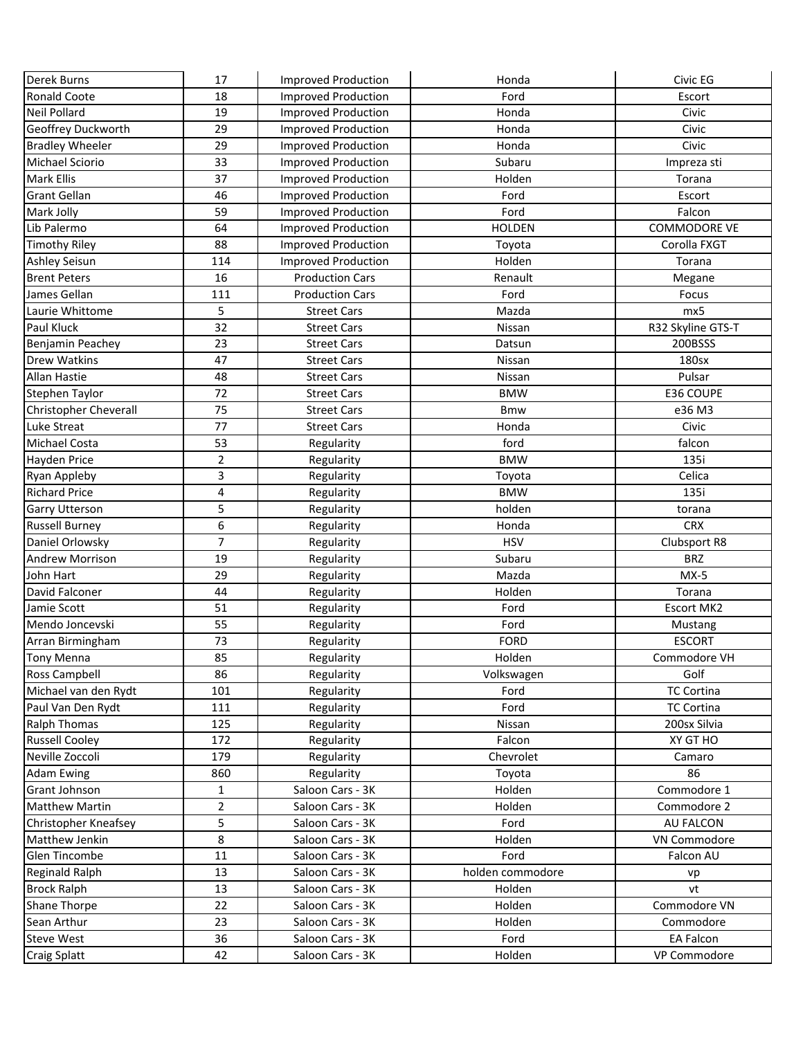| | | | | |
|---|---|---|---|---|
| Derek Burns | 17 | Improved Production | Honda | Civic EG |
| Ronald Coote | 18 | Improved Production | Ford | Escort |
| Neil Pollard | 19 | Improved Production | Honda | Civic |
| Geoffrey Duckworth | 29 | Improved Production | Honda | Civic |
| Bradley Wheeler | 29 | Improved Production | Honda | Civic |
| Michael Sciorio | 33 | Improved Production | Subaru | Impreza sti |
| Mark Ellis | 37 | Improved Production | Holden | Torana |
| Grant Gellan | 46 | Improved Production | Ford | Escort |
| Mark Jolly | 59 | Improved Production | Ford | Falcon |
| Lib Palermo | 64 | Improved Production | HOLDEN | COMMODORE VE |
| Timothy Riley | 88 | Improved Production | Toyota | Corolla FXGT |
| Ashley Seisun | 114 | Improved Production | Holden | Torana |
| Brent Peters | 16 | Production Cars | Renault | Megane |
| James Gellan | 111 | Production Cars | Ford | Focus |
| Laurie Whittome | 5 | Street Cars | Mazda | mx5 |
| Paul Kluck | 32 | Street Cars | Nissan | R32 Skyline GTS-T |
| Benjamin Peachey | 23 | Street Cars | Datsun | 200BSSS |
| Drew Watkins | 47 | Street Cars | Nissan | 180sx |
| Allan Hastie | 48 | Street Cars | Nissan | Pulsar |
| Stephen Taylor | 72 | Street Cars | BMW | E36 COUPE |
| Christopher Cheverall | 75 | Street Cars | Bmw | e36 M3 |
| Luke Streat | 77 | Street Cars | Honda | Civic |
| Michael Costa | 53 | Regularity | ford | falcon |
| Hayden Price | 2 | Regularity | BMW | 135i |
| Ryan Appleby | 3 | Regularity | Toyota | Celica |
| Richard Price | 4 | Regularity | BMW | 135i |
| Garry Utterson | 5 | Regularity | holden | torana |
| Russell Burney | 6 | Regularity | Honda | CRX |
| Daniel Orlowsky | 7 | Regularity | HSV | Clubsport R8 |
| Andrew Morrison | 19 | Regularity | Subaru | BRZ |
| John Hart | 29 | Regularity | Mazda | MX-5 |
| David Falconer | 44 | Regularity | Holden | Torana |
| Jamie Scott | 51 | Regularity | Ford | Escort MK2 |
| Mendo Joncevski | 55 | Regularity | Ford | Mustang |
| Arran Birmingham | 73 | Regularity | FORD | ESCORT |
| Tony Menna | 85 | Regularity | Holden | Commodore VH |
| Ross Campbell | 86 | Regularity | Volkswagen | Golf |
| Michael van den Rydt | 101 | Regularity | Ford | TC Cortina |
| Paul Van Den Rydt | 111 | Regularity | Ford | TC Cortina |
| Ralph Thomas | 125 | Regularity | Nissan | 200sx Silvia |
| Russell Cooley | 172 | Regularity | Falcon | XY GT HO |
| Neville Zoccoli | 179 | Regularity | Chevrolet | Camaro |
| Adam Ewing | 860 | Regularity | Toyota | 86 |
| Grant Johnson | 1 | Saloon Cars - 3K | Holden | Commodore 1 |
| Matthew Martin | 2 | Saloon Cars - 3K | Holden | Commodore 2 |
| Christopher Kneafsey | 5 | Saloon Cars - 3K | Ford | AU FALCON |
| Matthew Jenkin | 8 | Saloon Cars - 3K | Holden | VN Commodore |
| Glen Tincombe | 11 | Saloon Cars - 3K | Ford | Falcon AU |
| Reginald Ralph | 13 | Saloon Cars - 3K | holden commodore | vp |
| Brock Ralph | 13 | Saloon Cars - 3K | Holden | vt |
| Shane Thorpe | 22 | Saloon Cars - 3K | Holden | Commodore VN |
| Sean Arthur | 23 | Saloon Cars - 3K | Holden | Commodore |
| Steve West | 36 | Saloon Cars - 3K | Ford | EA Falcon |
| Craig Splatt | 42 | Saloon Cars - 3K | Holden | VP Commodore |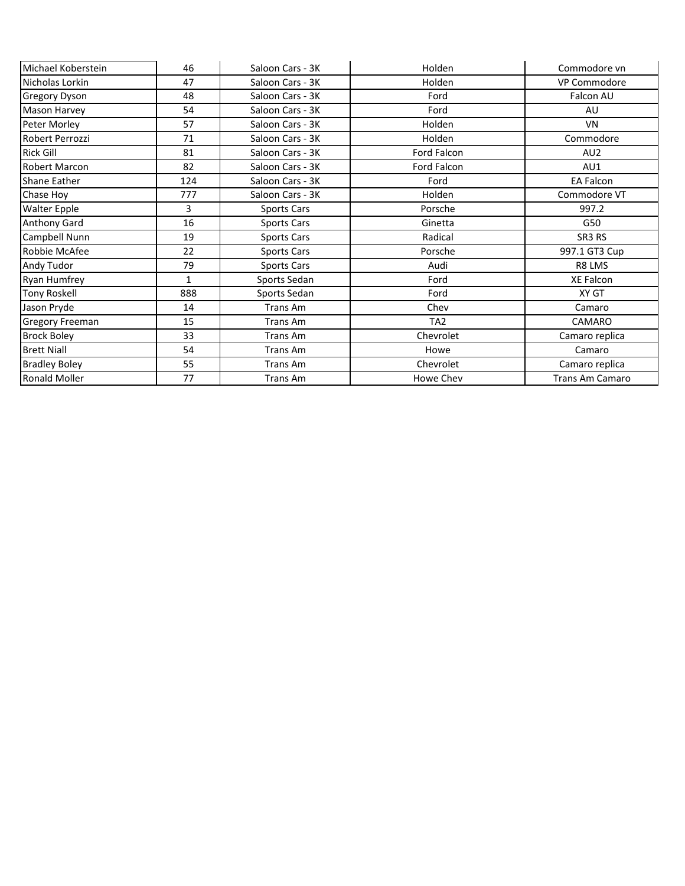| | | | | |
|---|---|---|---|---|
| Michael Koberstein | 46 | Saloon Cars - 3K | Holden | Commodore vn |
| Nicholas Lorkin | 47 | Saloon Cars - 3K | Holden | VP Commodore |
| Gregory Dyson | 48 | Saloon Cars - 3K | Ford | Falcon AU |
| Mason Harvey | 54 | Saloon Cars - 3K | Ford | AU |
| Peter Morley | 57 | Saloon Cars - 3K | Holden | VN |
| Robert Perrozzi | 71 | Saloon Cars - 3K | Holden | Commodore |
| Rick Gill | 81 | Saloon Cars - 3K | Ford Falcon | AU2 |
| Robert Marcon | 82 | Saloon Cars - 3K | Ford Falcon | AU1 |
| Shane Eather | 124 | Saloon Cars - 3K | Ford | EA Falcon |
| Chase Hoy | 777 | Saloon Cars - 3K | Holden | Commodore VT |
| Walter Epple | 3 | Sports Cars | Porsche | 997.2 |
| Anthony Gard | 16 | Sports Cars | Ginetta | G50 |
| Campbell Nunn | 19 | Sports Cars | Radical | SR3 RS |
| Robbie McAfee | 22 | Sports Cars | Porsche | 997.1 GT3 Cup |
| Andy Tudor | 79 | Sports Cars | Audi | R8 LMS |
| Ryan Humfrey | 1 | Sports Sedan | Ford | XE Falcon |
| Tony Roskell | 888 | Sports Sedan | Ford | XY GT |
| Jason Pryde | 14 | Trans Am | Chev | Camaro |
| Gregory Freeman | 15 | Trans Am | TA2 | CAMARO |
| Brock Boley | 33 | Trans Am | Chevrolet | Camaro replica |
| Brett Niall | 54 | Trans Am | Howe | Camaro |
| Bradley Boley | 55 | Trans Am | Chevrolet | Camaro replica |
| Ronald Moller | 77 | Trans Am | Howe Chev | Trans Am Camaro |